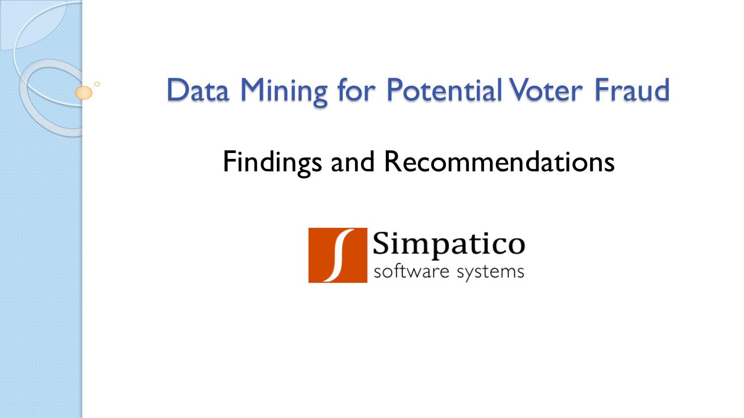# Data Mining for Potential Voter Fraud

## Findings and Recommendations

Simpatico
software systems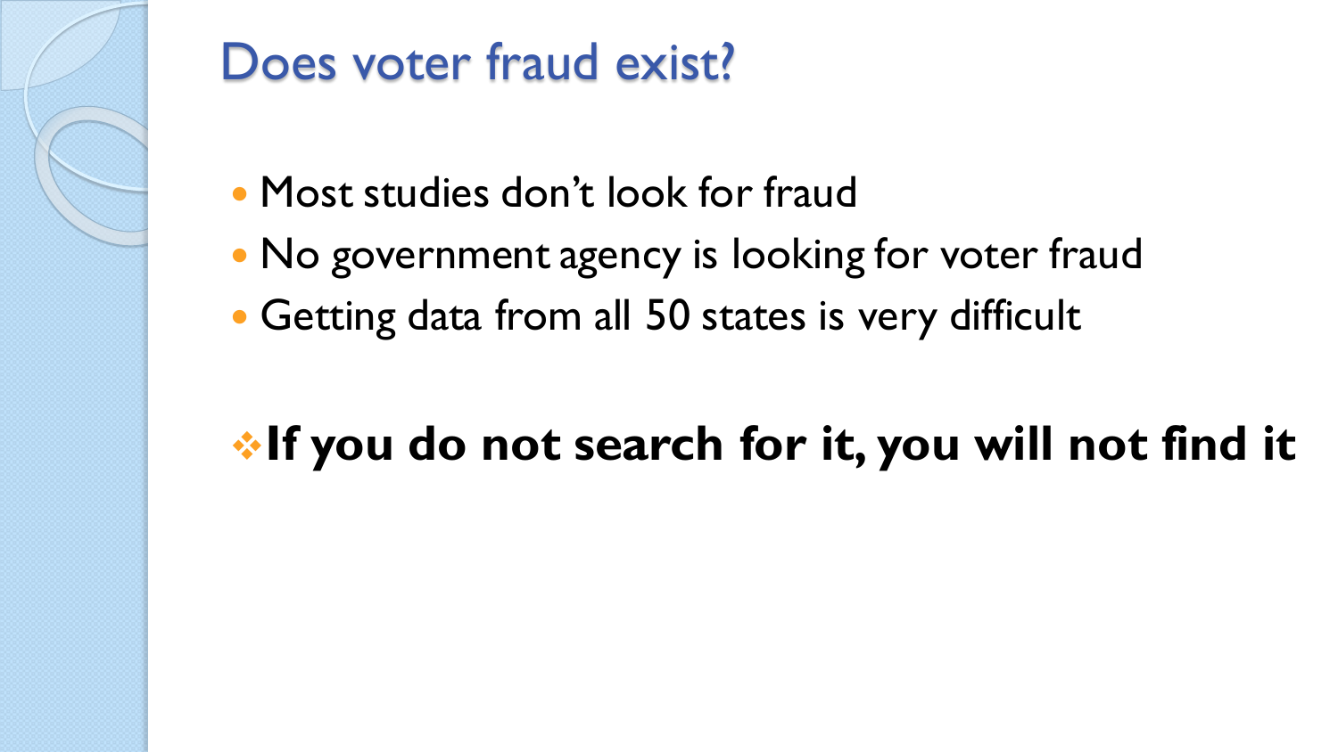# Does voter fraud exist?

- Most studies don't look for fraud
- No government agency is looking for voter fraud
- Getting data from all 50 states is very difficult

**If you do not search for it, you will not find it**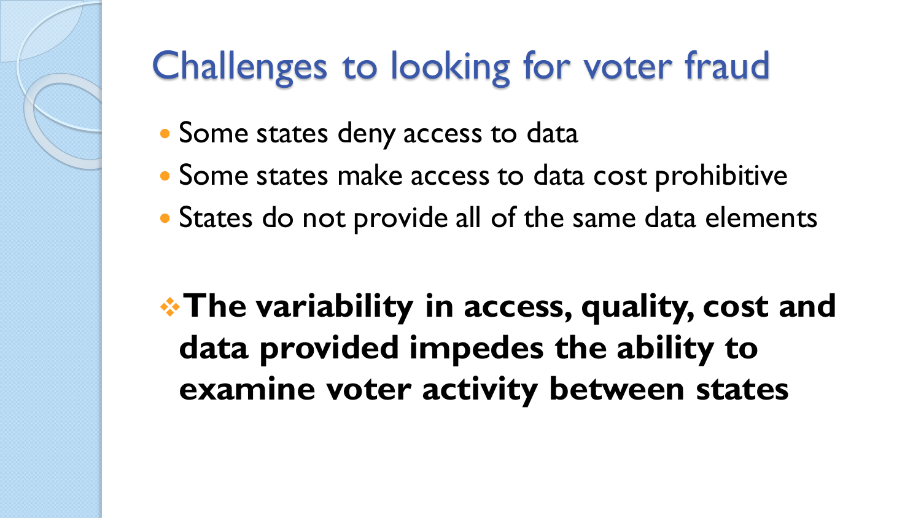# Challenges to looking for voter fraud

- Some states deny access to data
- Some states make access to data cost prohibitive
- States do not provide all of the same data elements

**The variability in access, quality, cost and data provided impedes the ability to examine voter activity between states**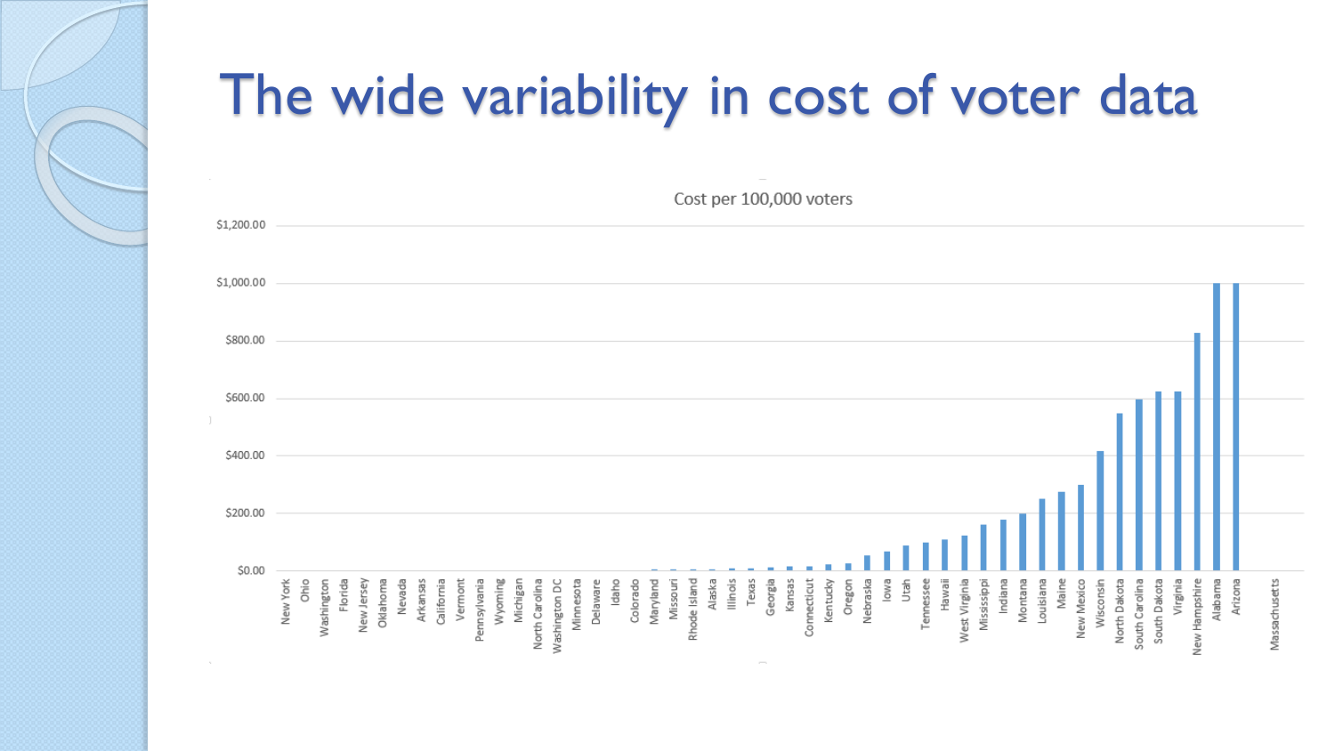# The wide variability in cost of voter data

Cost per 100,000 voters

$1,200.00
$1,000.00
$800.00
$600.00
$400.00
$200.00
$0.00

New York, Ohio, Washington, Florida, New Jersey, Oklahoma, Nevada, Arkansas, California, Vermont, Pennsylvania, Wyoming, Michigan, North Carolina, Washington DC, Minnesota, Delaware, Idaho, Colorado, Maryland, Missouri, Rhode Island, Alaska, Illinois, Texas, Georgia, Kansas, Connecticut, Kentucky, Oregon, Nebraska, Iowa, Utah, Tennessee, Hawaii, West Virginia, Mississippi, Indiana, Montana, Louisiana, Maine, New Mexico, Wisconsin, North Dakota, South Carolina, South Dakota, Virginia, New Hampshire, Alabama, Arizona, Massachusetts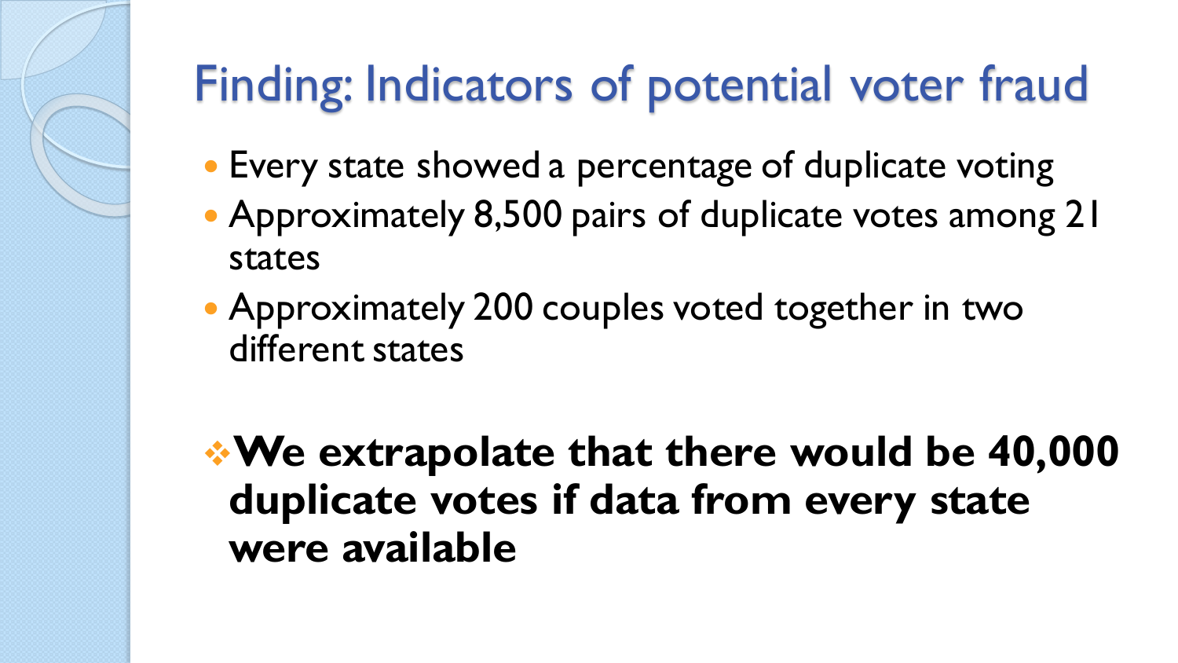# Finding: Indicators of potential voter fraud

- Every state showed a percentage of duplicate voting
- Approximately 8,500 pairs of duplicate votes among 21 states
- Approximately 200 couples voted together in two different states

- **We extrapolate that there would be 40,000 duplicate votes if data from every state were available**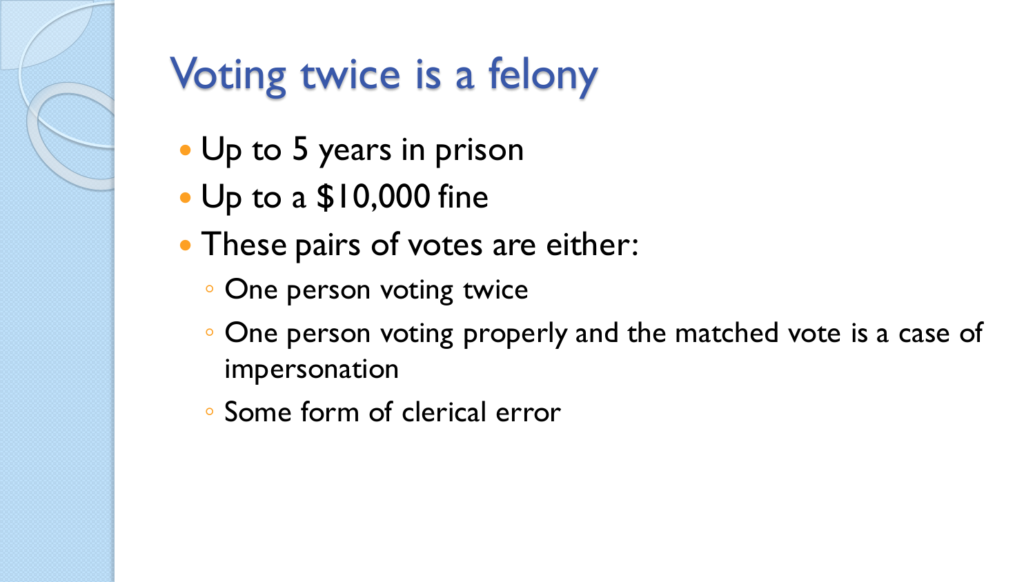# Voting twice is a felony

- Up to 5 years in prison
- Up to a $10,000 fine
- These pairs of votes are either:
  - One person voting twice
  - One person voting properly and the matched vote is a case of impersonation
  - Some form of clerical error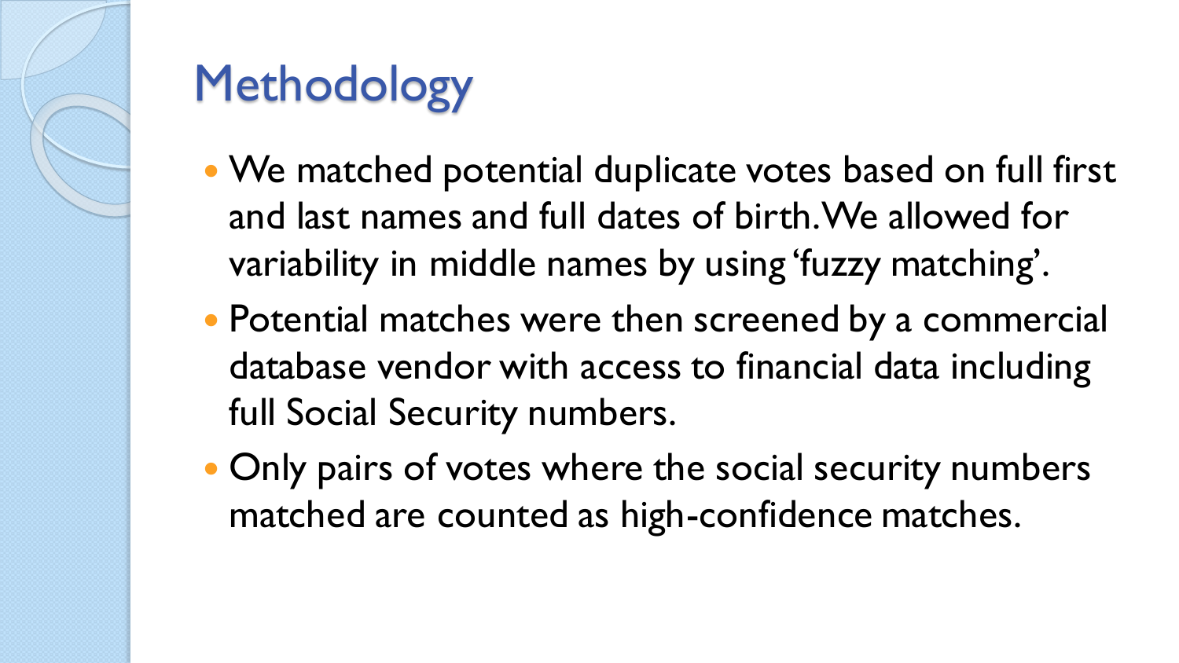# Methodology

- We matched potential duplicate votes based on full first and last names and full dates of birth. We allowed for variability in middle names by using 'fuzzy matching'.
- Potential matches were then screened by a commercial database vendor with access to financial data including full Social Security numbers.
- Only pairs of votes where the social security numbers matched are counted as high-confidence matches.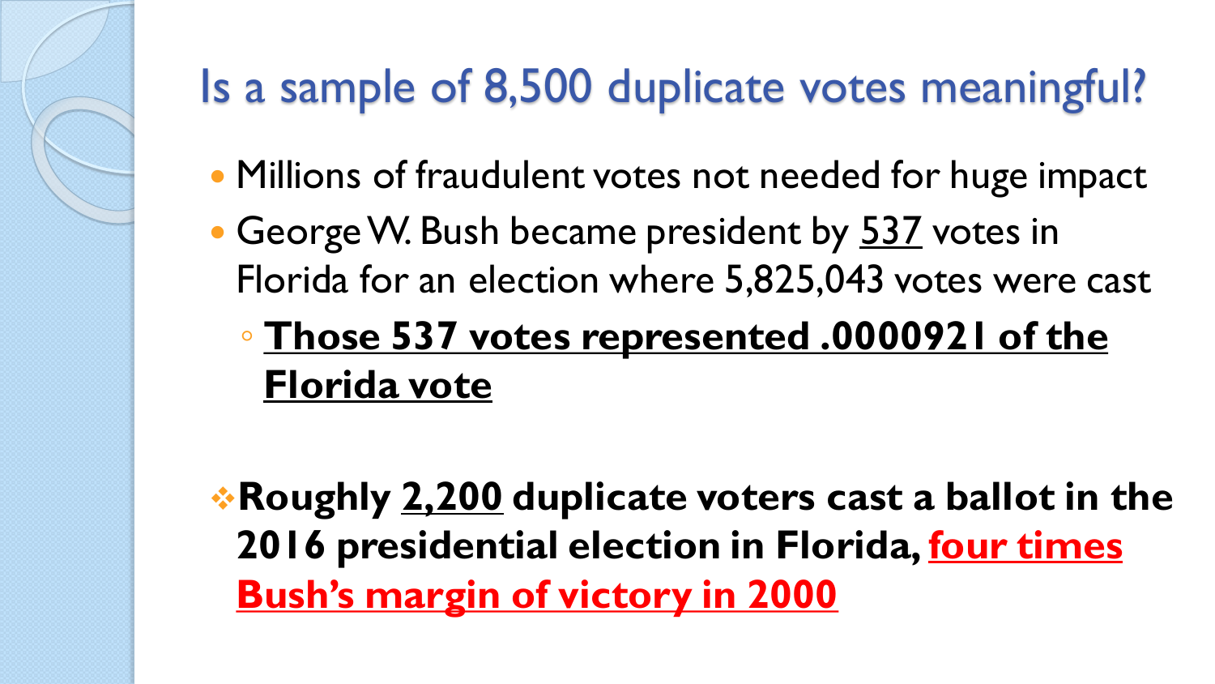# Is a sample of 8,500 duplicate votes meaningful?

- Millions of fraudulent votes not needed for huge impact
- George W. Bush became president by 537 votes in Florida for an election where 5,825,043 votes were cast
  - **Those 537 votes represented .0000921 of the Florida vote**

- **Roughly 2,200 duplicate voters cast a ballot in the 2016 presidential election in Florida, four times Bush's margin of victory in 2000**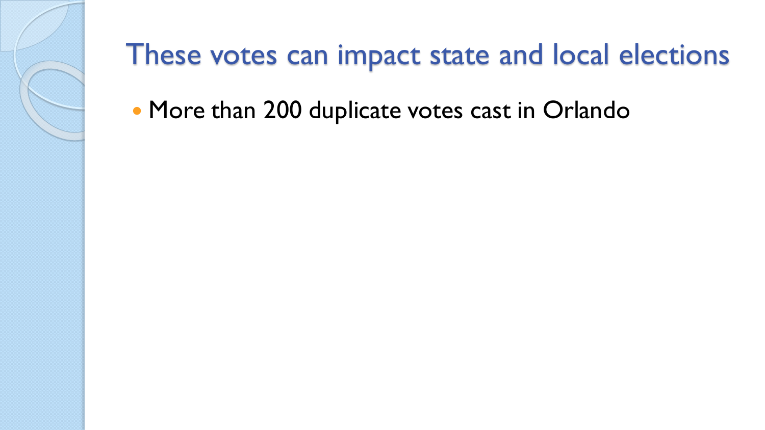# These votes can impact state and local elections

- More than 200 duplicate votes cast in Orlando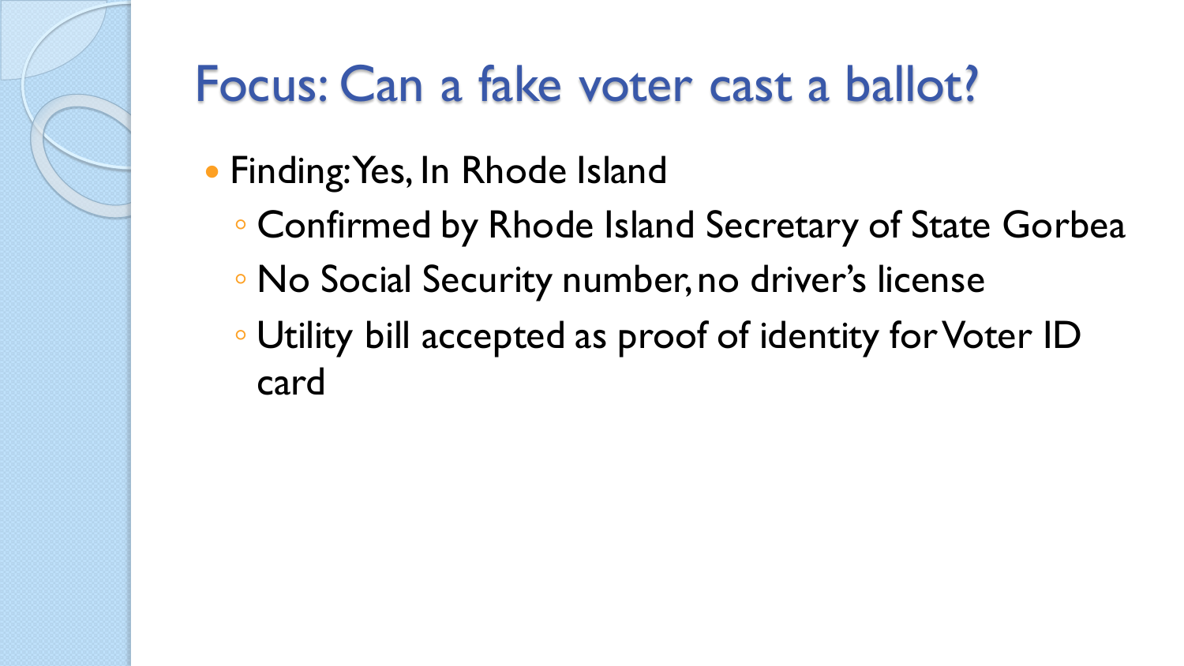# Focus: Can a fake voter cast a ballot?

- Finding: Yes, In Rhode Island
  - Confirmed by Rhode Island Secretary of State Gorbea
  - No Social Security number, no driver's license
  - Utility bill accepted as proof of identity for Voter ID card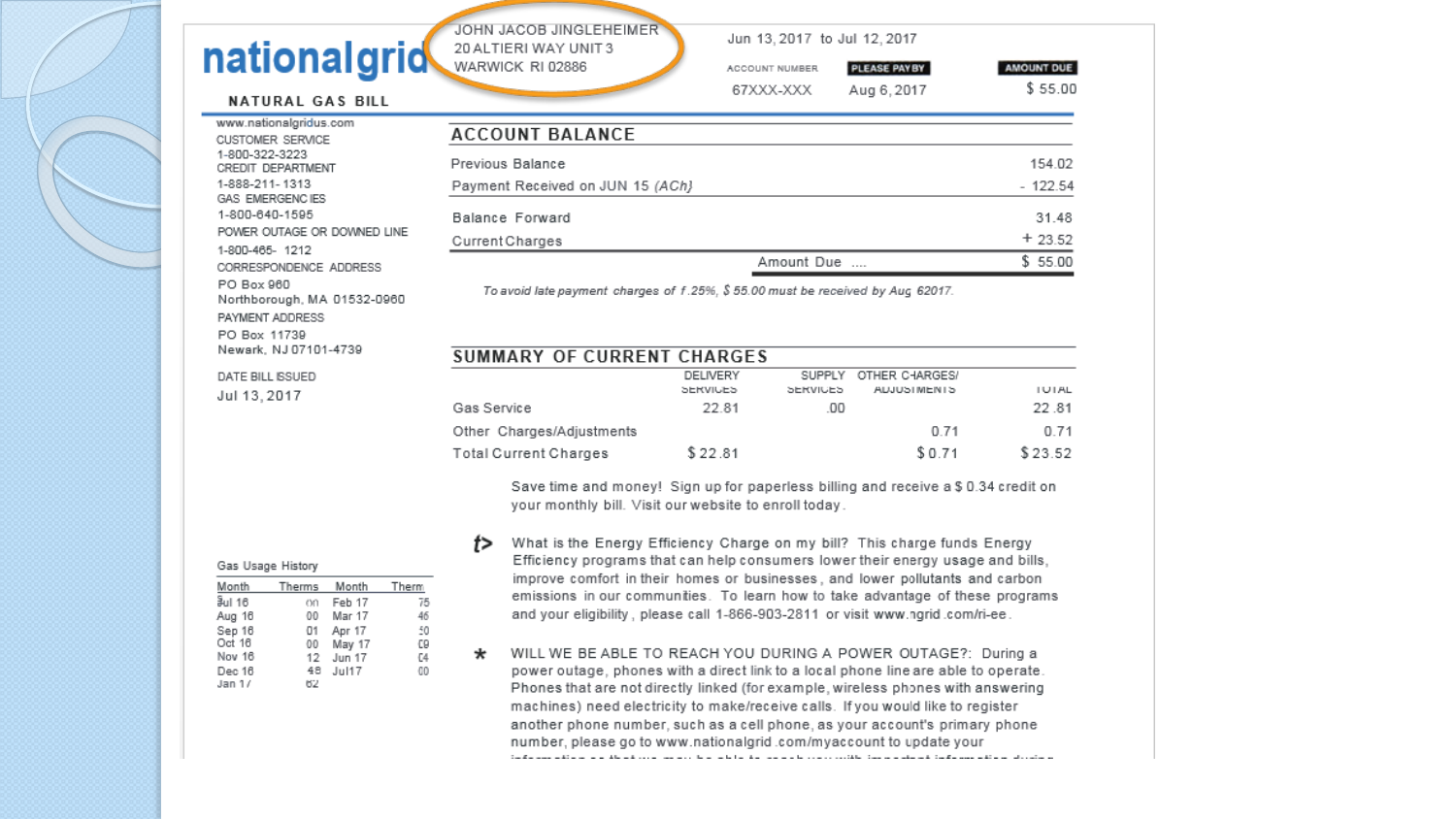**nationalgrid**

**NATURAL GAS BILL**

JOHN JACOB JINGLEHEIMER
20 ALTIERI WAY UNIT 3
WARWICK RI 02886

Jun 13, 2017 to Jul 12, 2017

| ACCOUNT NUMBER | PLEASE PAY BY | AMOUNT DUE |
|---|---|---|
| 67XXX-XXX | Aug 6, 2017 | $ 55.00 |

www.nationalgridus.com
CUSTOMER SERVICE
1-800-322-3223
CREDIT DEPARTMENT
1-888-211-1313
GAS EMERGENCIES
1-800-640-1595
POWER OUTAGE OR DOWNED LINE
1-800-465-1212
CORRESPONDENCE ADDRESS
PO Box 960
Northborough, MA 01532-0960
PAYMENT ADDRESS
PO Box 11739
Newark, NJ 07101-4739

DATE BILL ISSUED
Jul 13, 2017

## ACCOUNT BALANCE

| | |
|---|---|
| Previous Balance | 154.02 |
| Payment Received on JUN 15 *(ACh)* | - 122.54 |
| Balance Forward | 31.48 |
| Current Charges | + 23.52 |
| Amount Due .... | $ 55.00 |

*To avoid late payment charges of f.25%, $ 55.00 must be received by Aug 62017.*

## SUMMARY OF CURRENT CHARGES

| | DELIVERY SERVICES | SUPPLY SERVICES | OTHER CHARGES/ ADJUSTMENTS | TOTAL |
|---|---|---|---|---|
| Gas Service | 22.81 | .00 | | 22.81 |
| Other Charges/Adjustments | | | 0.71 | 0.71 |
| Total Current Charges | $ 22.81 | | $ 0.71 | $ 23.52 |

Save time and money! Sign up for paperless billing and receive a $ 0.34 credit on your monthly bill. Visit our website to enroll today.

What is the Energy Efficiency Charge on my bill? This charge funds Energy Efficiency programs that can help consumers lower their energy usage and bills, improve comfort in their homes or businesses, and lower pollutants and carbon emissions in our communities. To learn how to take advantage of these programs and your eligibility, please call 1-866-903-2811 or visit www.ngrid.com/ri-ee.

\* WILL WE BE ABLE TO REACH YOU DURING A POWER OUTAGE?: During a power outage, phones with a direct link to a local phone line are able to operate. Phones that are not directly linked (for example, wireless phones with answering machines) need electricity to make/receive calls. If you would like to register another phone number, such as a cell phone, as your account's primary phone number, please go to www.nationalgrid.com/myaccount to update your

Gas Usage History

| Month | Therms | Month | Therms |
|---|---|---|---|
| Jul 16 | 00 | Feb 17 | 75 |
| Aug 16 | 00 | Mar 17 | 46 |
| Sep 16 | 01 | Apr 17 | 30 |
| Oct 16 | 00 | May 17 | 09 |
| Nov 16 | 12 | Jun 17 | 04 |
| Dec 16 | 48 | Jul 17 | 00 |
| Jan 17 | 62 | | |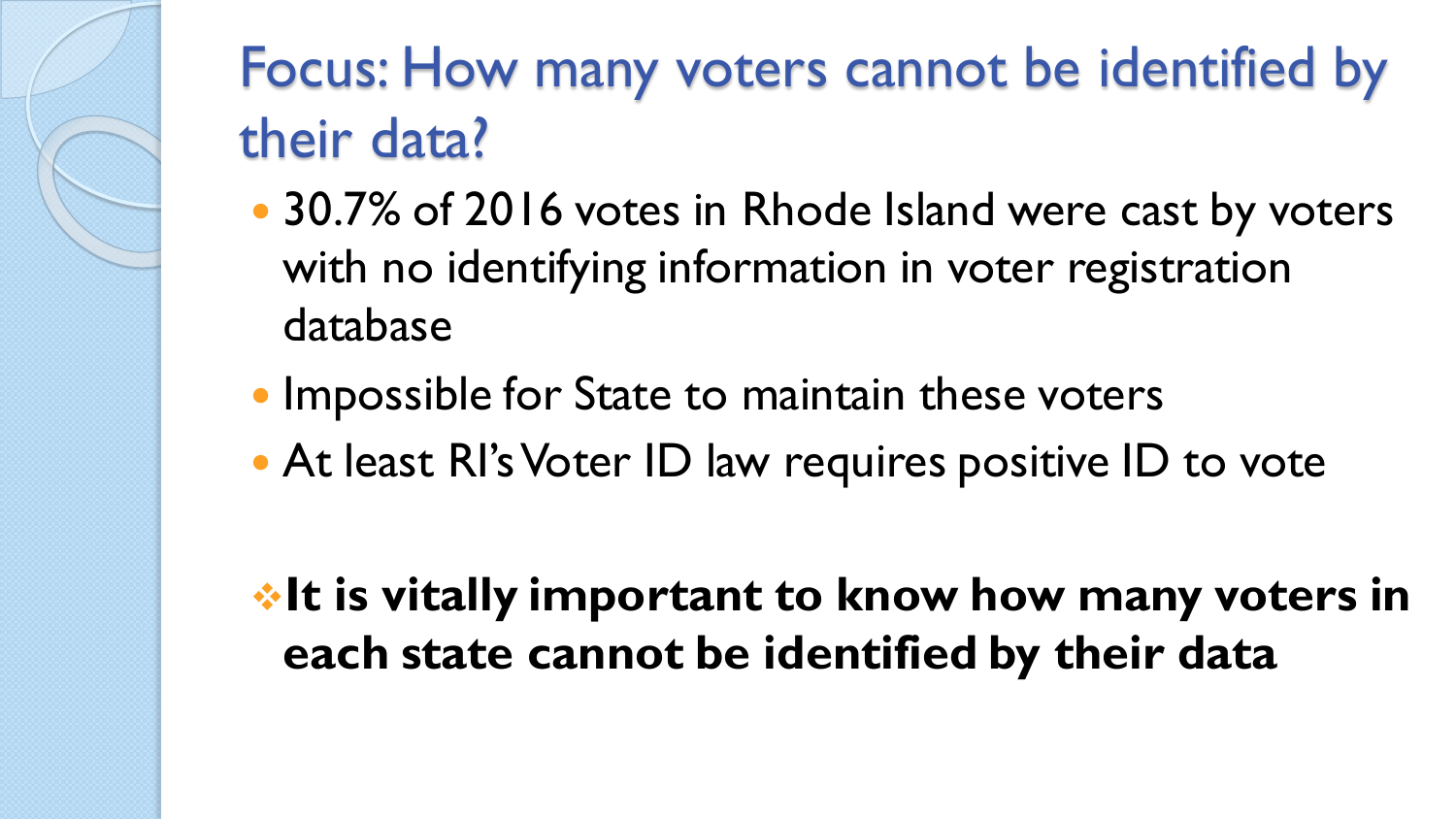# Focus: How many voters cannot be identified by their data?

- 30.7% of 2016 votes in Rhode Island were cast by voters with no identifying information in voter registration database
- Impossible for State to maintain these voters
- At least RI's Voter ID law requires positive ID to vote

❖ **It is vitally important to know how many voters in each state cannot be identified by their data**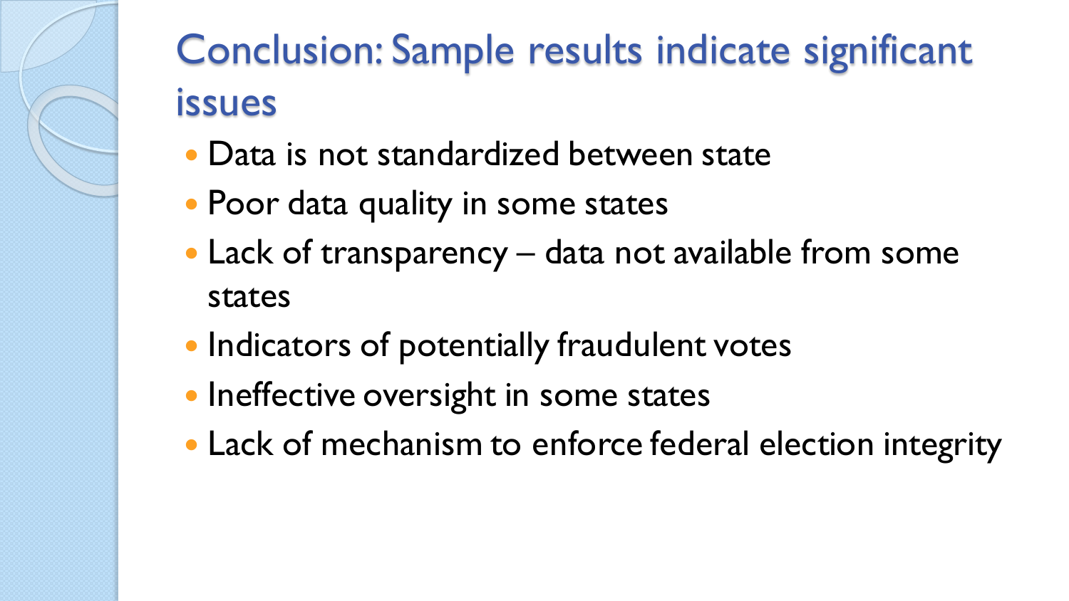# Conclusion: Sample results indicate significant issues

- Data is not standardized between state
- Poor data quality in some states
- Lack of transparency – data not available from some states
- Indicators of potentially fraudulent votes
- Ineffective oversight in some states
- Lack of mechanism to enforce federal election integrity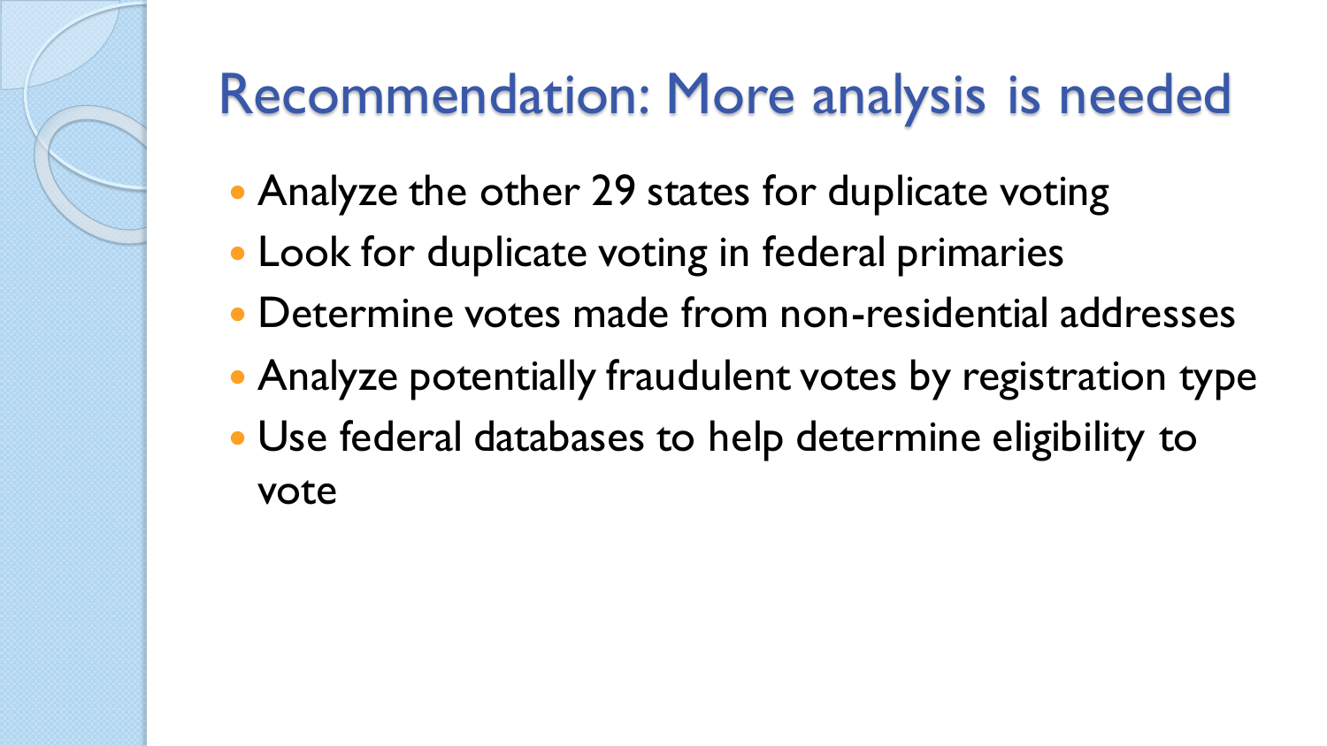# Recommendation: More analysis is needed

- Analyze the other 29 states for duplicate voting
- Look for duplicate voting in federal primaries
- Determine votes made from non-residential addresses
- Analyze potentially fraudulent votes by registration type
- Use federal databases to help determine eligibility to vote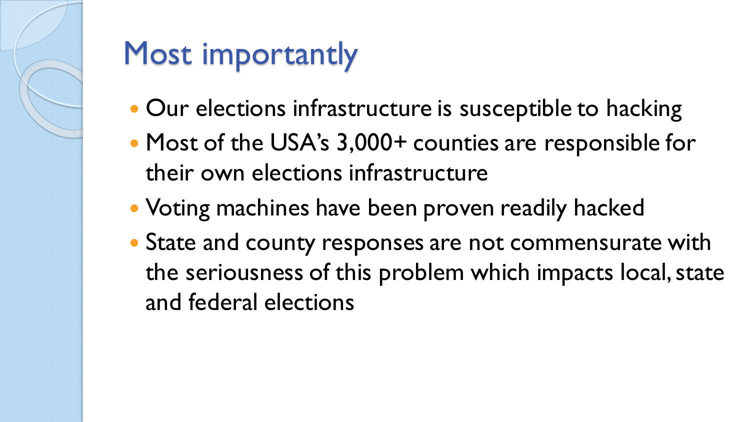# Most importantly

- Our elections infrastructure is susceptible to hacking
- Most of the USA's 3,000+ counties are responsible for their own elections infrastructure
- Voting machines have been proven readily hacked
- State and county responses are not commensurate with the seriousness of this problem which impacts local, state and federal elections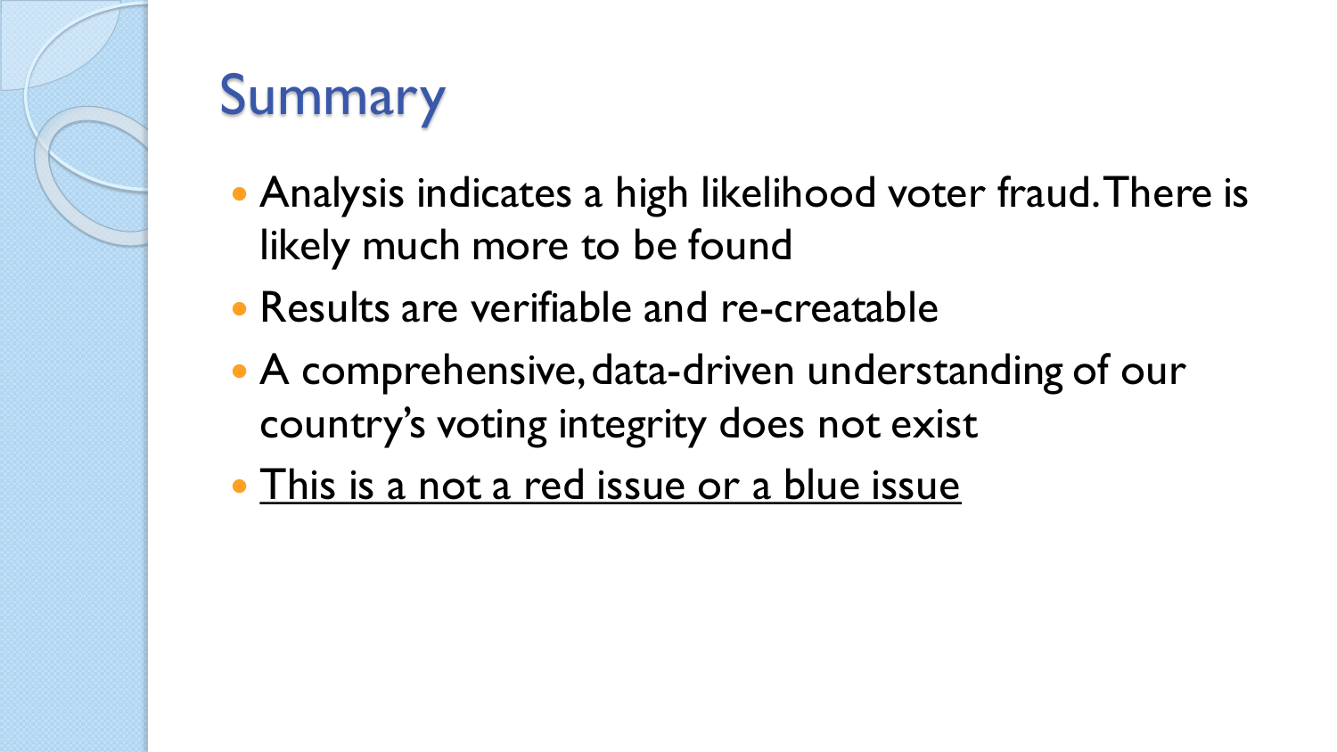# Summary

- Analysis indicates a high likelihood voter fraud. There is likely much more to be found
- Results are verifiable and re-creatable
- A comprehensive, data-driven understanding of our country's voting integrity does not exist
- <u>This is a not a red issue or a blue issue</u>